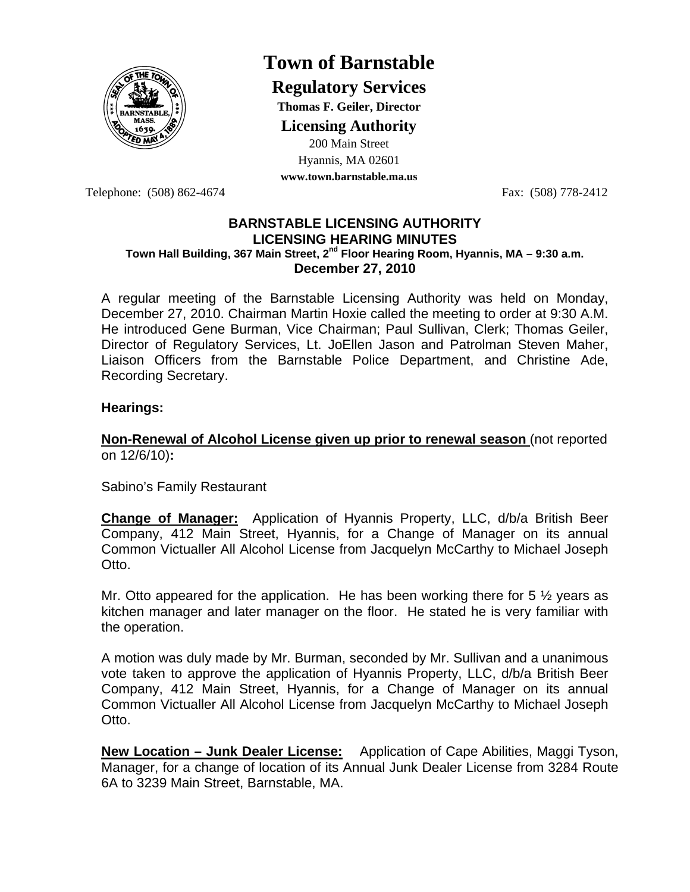# Town of Barnstable

## Regulatory Services

**Thomas F. Geiler, Director**

### Licensing Authority

200 Main Street
Hyannis, MA 02601
**www.town.barnstable.ma.us**

Telephone: (508) 862-4674 Fax: (508) 778-2412

**BARNSTABLE LICENSING AUTHORITY**
**LICENSING HEARING MINUTES**
**Town Hall Building, 367 Main Street, 2nd Floor Hearing Room, Hyannis, MA – 9:30 a.m.**
**December 27, 2010**

A regular meeting of the Barnstable Licensing Authority was held on Monday, December 27, 2010. Chairman Martin Hoxie called the meeting to order at 9:30 A.M. He introduced Gene Burman, Vice Chairman; Paul Sullivan, Clerk; Thomas Geiler, Director of Regulatory Services, Lt. JoEllen Jason and Patrolman Steven Maher, Liaison Officers from the Barnstable Police Department, and Christine Ade, Recording Secretary.

**Hearings:**

**Non-Renewal of Alcohol License given up prior to renewal season** (not reported on 12/6/10)**:**

Sabino's Family Restaurant

**Change of Manager:** Application of Hyannis Property, LLC, d/b/a British Beer Company, 412 Main Street, Hyannis, for a Change of Manager on its annual Common Victualler All Alcohol License from Jacquelyn McCarthy to Michael Joseph Otto.

Mr. Otto appeared for the application. He has been working there for 5 ½ years as kitchen manager and later manager on the floor. He stated he is very familiar with the operation.

A motion was duly made by Mr. Burman, seconded by Mr. Sullivan and a unanimous vote taken to approve the application of Hyannis Property, LLC, d/b/a British Beer Company, 412 Main Street, Hyannis, for a Change of Manager on its annual Common Victualler All Alcohol License from Jacquelyn McCarthy to Michael Joseph Otto.

**New Location – Junk Dealer License:** Application of Cape Abilities, Maggi Tyson, Manager, for a change of location of its Annual Junk Dealer License from 3284 Route 6A to 3239 Main Street, Barnstable, MA.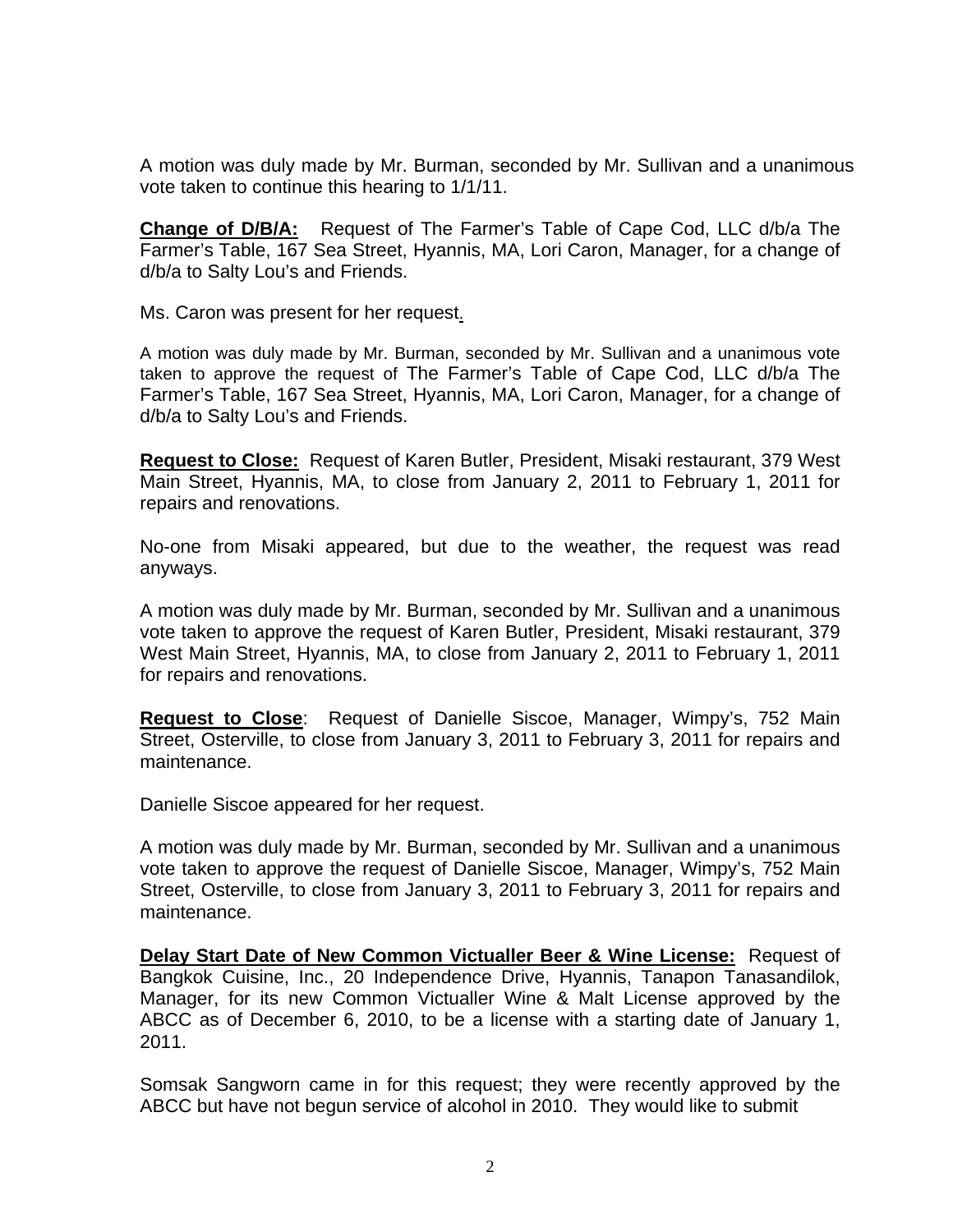A motion was duly made by Mr. Burman, seconded by Mr. Sullivan and a unanimous vote taken to continue this hearing to 1/1/11.

**Change of D/B/A:** Request of The Farmer's Table of Cape Cod, LLC d/b/a The Farmer's Table, 167 Sea Street, Hyannis, MA, Lori Caron, Manager, for a change of d/b/a to Salty Lou's and Friends.

Ms. Caron was present for her request.

A motion was duly made by Mr. Burman, seconded by Mr. Sullivan and a unanimous vote taken to approve the request of The Farmer's Table of Cape Cod, LLC d/b/a The Farmer's Table, 167 Sea Street, Hyannis, MA, Lori Caron, Manager, for a change of d/b/a to Salty Lou's and Friends.

**Request to Close:** Request of Karen Butler, President, Misaki restaurant, 379 West Main Street, Hyannis, MA, to close from January 2, 2011 to February 1, 2011 for repairs and renovations.

No-one from Misaki appeared, but due to the weather, the request was read anyways.

A motion was duly made by Mr. Burman, seconded by Mr. Sullivan and a unanimous vote taken to approve the request of Karen Butler, President, Misaki restaurant, 379 West Main Street, Hyannis, MA, to close from January 2, 2011 to February 1, 2011 for repairs and renovations.

**Request to Close**: Request of Danielle Siscoe, Manager, Wimpy's, 752 Main Street, Osterville, to close from January 3, 2011 to February 3, 2011 for repairs and maintenance.

Danielle Siscoe appeared for her request.

A motion was duly made by Mr. Burman, seconded by Mr. Sullivan and a unanimous vote taken to approve the request of Danielle Siscoe, Manager, Wimpy's, 752 Main Street, Osterville, to close from January 3, 2011 to February 3, 2011 for repairs and maintenance.

**Delay Start Date of New Common Victualler Beer & Wine License:** Request of Bangkok Cuisine, Inc., 20 Independence Drive, Hyannis, Tanapon Tanasandilok, Manager, for its new Common Victualler Wine & Malt License approved by the ABCC as of December 6, 2010, to be a license with a starting date of January 1, 2011.

Somsak Sangworn came in for this request; they were recently approved by the ABCC but have not begun service of alcohol in 2010. They would like to submit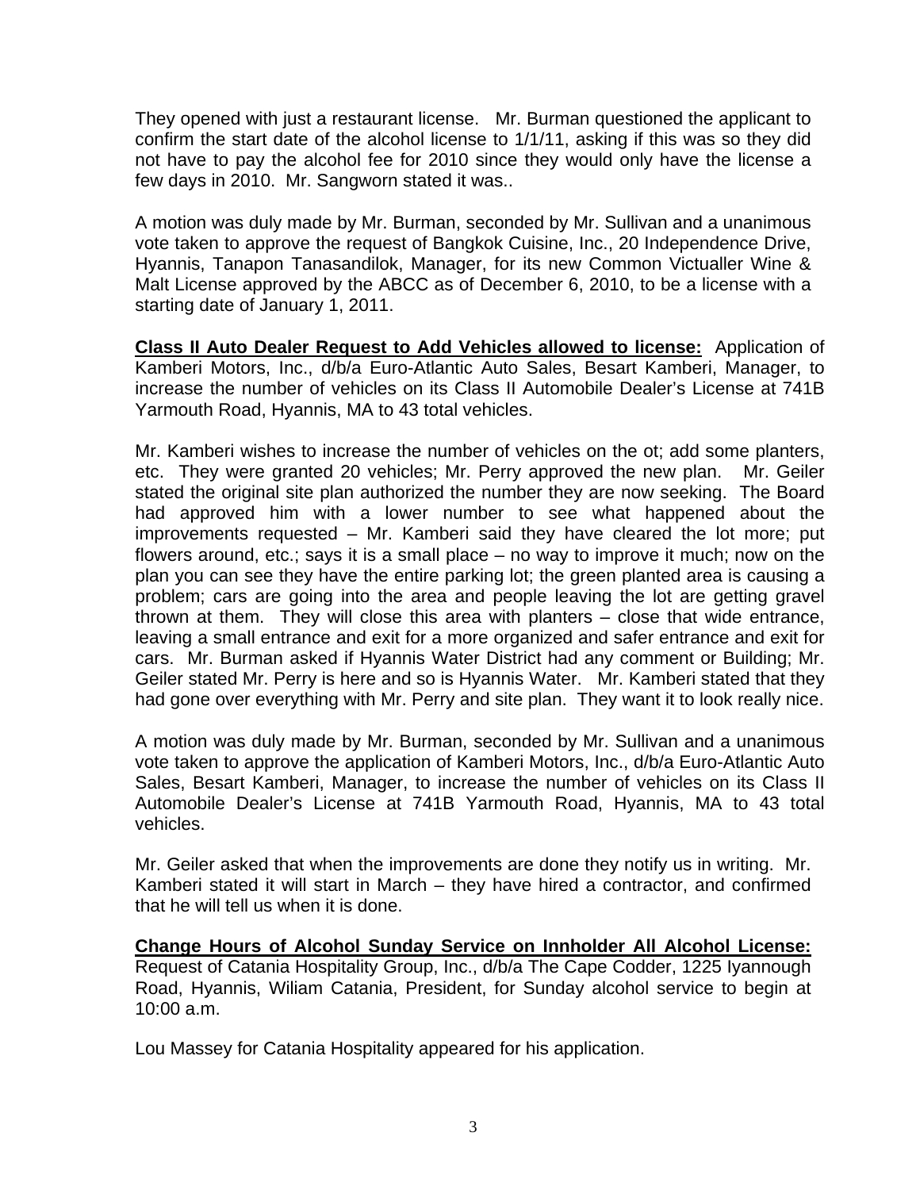They opened with just a restaurant license. Mr. Burman questioned the applicant to confirm the start date of the alcohol license to 1/1/11, asking if this was so they did not have to pay the alcohol fee for 2010 since they would only have the license a few days in 2010. Mr. Sangworn stated it was..

A motion was duly made by Mr. Burman, seconded by Mr. Sullivan and a unanimous vote taken to approve the request of Bangkok Cuisine, Inc., 20 Independence Drive, Hyannis, Tanapon Tanasandilok, Manager, for its new Common Victualler Wine & Malt License approved by the ABCC as of December 6, 2010, to be a license with a starting date of January 1, 2011.

**Class II Auto Dealer Request to Add Vehicles allowed to license:** Application of Kamberi Motors, Inc., d/b/a Euro-Atlantic Auto Sales, Besart Kamberi, Manager, to increase the number of vehicles on its Class II Automobile Dealer's License at 741B Yarmouth Road, Hyannis, MA to 43 total vehicles.

Mr. Kamberi wishes to increase the number of vehicles on the ot; add some planters, etc. They were granted 20 vehicles; Mr. Perry approved the new plan. Mr. Geiler stated the original site plan authorized the number they are now seeking. The Board had approved him with a lower number to see what happened about the improvements requested – Mr. Kamberi said they have cleared the lot more; put flowers around, etc.; says it is a small place – no way to improve it much; now on the plan you can see they have the entire parking lot; the green planted area is causing a problem; cars are going into the area and people leaving the lot are getting gravel thrown at them. They will close this area with planters – close that wide entrance, leaving a small entrance and exit for a more organized and safer entrance and exit for cars. Mr. Burman asked if Hyannis Water District had any comment or Building; Mr. Geiler stated Mr. Perry is here and so is Hyannis Water. Mr. Kamberi stated that they had gone over everything with Mr. Perry and site plan. They want it to look really nice.

A motion was duly made by Mr. Burman, seconded by Mr. Sullivan and a unanimous vote taken to approve the application of Kamberi Motors, Inc., d/b/a Euro-Atlantic Auto Sales, Besart Kamberi, Manager, to increase the number of vehicles on its Class II Automobile Dealer's License at 741B Yarmouth Road, Hyannis, MA to 43 total vehicles.

Mr. Geiler asked that when the improvements are done they notify us in writing. Mr. Kamberi stated it will start in March – they have hired a contractor, and confirmed that he will tell us when it is done.

**Change Hours of Alcohol Sunday Service on Innholder All Alcohol License:** Request of Catania Hospitality Group, Inc., d/b/a The Cape Codder, 1225 Iyannough Road, Hyannis, Wiliam Catania, President, for Sunday alcohol service to begin at 10:00 a.m.

Lou Massey for Catania Hospitality appeared for his application.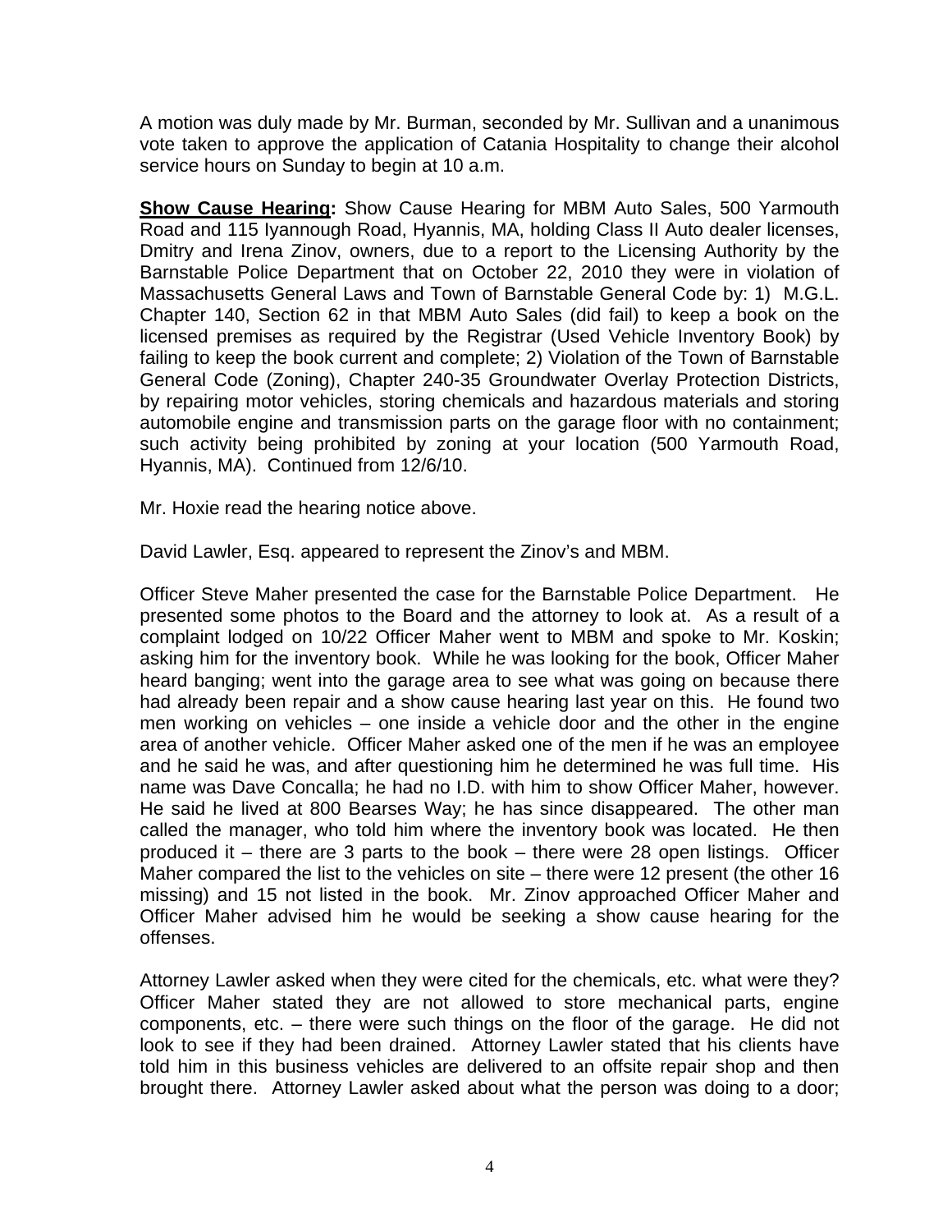A motion was duly made by Mr. Burman, seconded by Mr. Sullivan and a unanimous vote taken to approve the application of Catania Hospitality to change their alcohol service hours on Sunday to begin at 10 a.m.

**Show Cause Hearing:** Show Cause Hearing for MBM Auto Sales, 500 Yarmouth Road and 115 Iyannough Road, Hyannis, MA, holding Class II Auto dealer licenses, Dmitry and Irena Zinov, owners, due to a report to the Licensing Authority by the Barnstable Police Department that on October 22, 2010 they were in violation of Massachusetts General Laws and Town of Barnstable General Code by: 1) M.G.L. Chapter 140, Section 62 in that MBM Auto Sales (did fail) to keep a book on the licensed premises as required by the Registrar (Used Vehicle Inventory Book) by failing to keep the book current and complete; 2) Violation of the Town of Barnstable General Code (Zoning), Chapter 240-35 Groundwater Overlay Protection Districts, by repairing motor vehicles, storing chemicals and hazardous materials and storing automobile engine and transmission parts on the garage floor with no containment; such activity being prohibited by zoning at your location (500 Yarmouth Road, Hyannis, MA). Continued from 12/6/10.

Mr. Hoxie read the hearing notice above.

David Lawler, Esq. appeared to represent the Zinov's and MBM.

Officer Steve Maher presented the case for the Barnstable Police Department. He presented some photos to the Board and the attorney to look at. As a result of a complaint lodged on 10/22 Officer Maher went to MBM and spoke to Mr. Koskin; asking him for the inventory book. While he was looking for the book, Officer Maher heard banging; went into the garage area to see what was going on because there had already been repair and a show cause hearing last year on this. He found two men working on vehicles – one inside a vehicle door and the other in the engine area of another vehicle. Officer Maher asked one of the men if he was an employee and he said he was, and after questioning him he determined he was full time. His name was Dave Concalla; he had no I.D. with him to show Officer Maher, however. He said he lived at 800 Bearses Way; he has since disappeared. The other man called the manager, who told him where the inventory book was located. He then produced it – there are 3 parts to the book – there were 28 open listings. Officer Maher compared the list to the vehicles on site – there were 12 present (the other 16 missing) and 15 not listed in the book. Mr. Zinov approached Officer Maher and Officer Maher advised him he would be seeking a show cause hearing for the offenses.

Attorney Lawler asked when they were cited for the chemicals, etc. what were they? Officer Maher stated they are not allowed to store mechanical parts, engine components, etc. – there were such things on the floor of the garage. He did not look to see if they had been drained. Attorney Lawler stated that his clients have told him in this business vehicles are delivered to an offsite repair shop and then brought there. Attorney Lawler asked about what the person was doing to a door;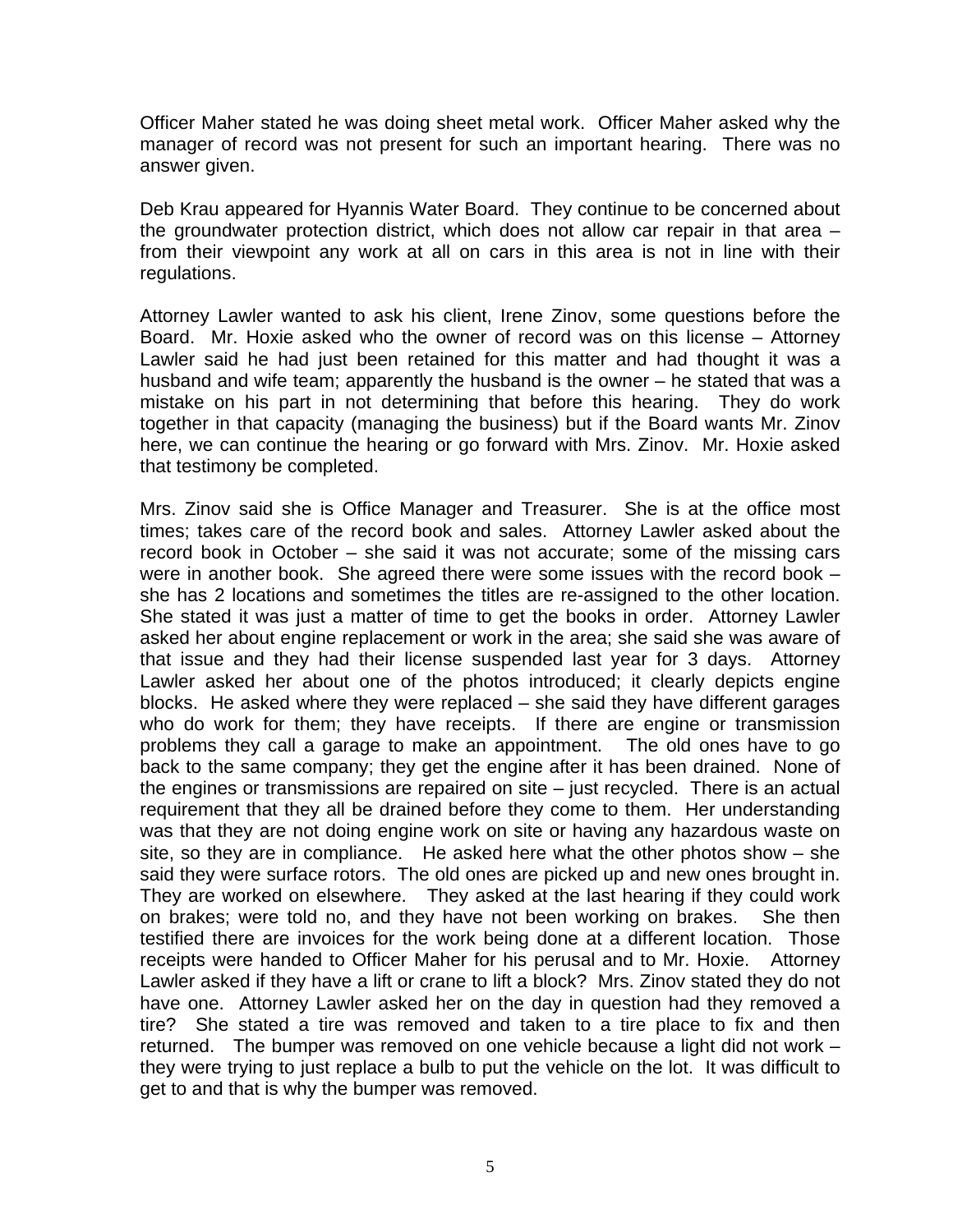Officer Maher stated he was doing sheet metal work. Officer Maher asked why the manager of record was not present for such an important hearing. There was no answer given.

Deb Krau appeared for Hyannis Water Board. They continue to be concerned about the groundwater protection district, which does not allow car repair in that area – from their viewpoint any work at all on cars in this area is not in line with their regulations.

Attorney Lawler wanted to ask his client, Irene Zinov, some questions before the Board. Mr. Hoxie asked who the owner of record was on this license – Attorney Lawler said he had just been retained for this matter and had thought it was a husband and wife team; apparently the husband is the owner – he stated that was a mistake on his part in not determining that before this hearing. They do work together in that capacity (managing the business) but if the Board wants Mr. Zinov here, we can continue the hearing or go forward with Mrs. Zinov. Mr. Hoxie asked that testimony be completed.

Mrs. Zinov said she is Office Manager and Treasurer. She is at the office most times; takes care of the record book and sales. Attorney Lawler asked about the record book in October – she said it was not accurate; some of the missing cars were in another book. She agreed there were some issues with the record book – she has 2 locations and sometimes the titles are re-assigned to the other location. She stated it was just a matter of time to get the books in order. Attorney Lawler asked her about engine replacement or work in the area; she said she was aware of that issue and they had their license suspended last year for 3 days. Attorney Lawler asked her about one of the photos introduced; it clearly depicts engine blocks. He asked where they were replaced – she said they have different garages who do work for them; they have receipts. If there are engine or transmission problems they call a garage to make an appointment. The old ones have to go back to the same company; they get the engine after it has been drained. None of the engines or transmissions are repaired on site – just recycled. There is an actual requirement that they all be drained before they come to them. Her understanding was that they are not doing engine work on site or having any hazardous waste on site, so they are in compliance. He asked here what the other photos show – she said they were surface rotors. The old ones are picked up and new ones brought in. They are worked on elsewhere. They asked at the last hearing if they could work on brakes; were told no, and they have not been working on brakes. She then testified there are invoices for the work being done at a different location. Those receipts were handed to Officer Maher for his perusal and to Mr. Hoxie. Attorney Lawler asked if they have a lift or crane to lift a block? Mrs. Zinov stated they do not have one. Attorney Lawler asked her on the day in question had they removed a tire? She stated a tire was removed and taken to a tire place to fix and then returned. The bumper was removed on one vehicle because a light did not work – they were trying to just replace a bulb to put the vehicle on the lot. It was difficult to get to and that is why the bumper was removed.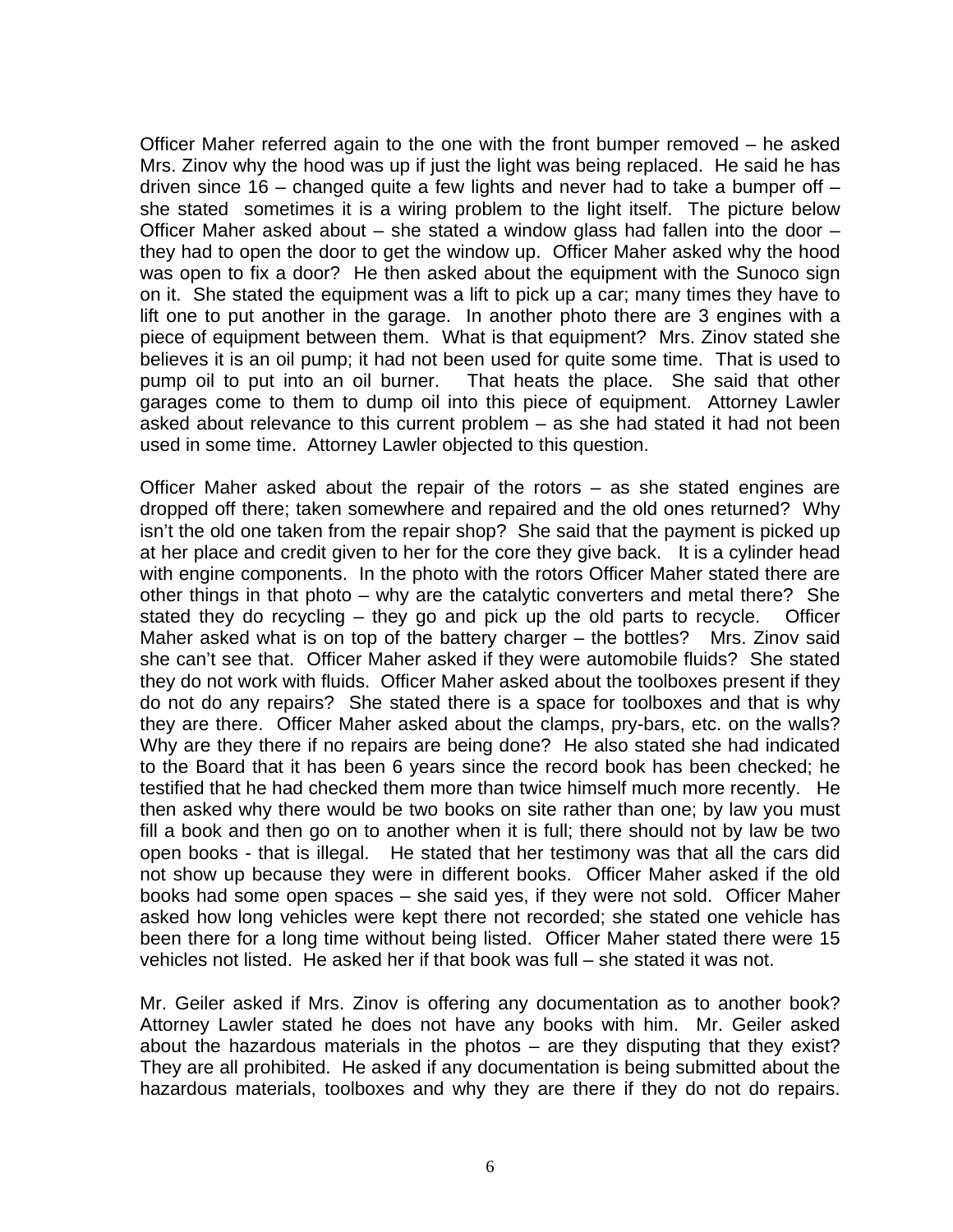Officer Maher referred again to the one with the front bumper removed – he asked Mrs. Zinov why the hood was up if just the light was being replaced. He said he has driven since 16 – changed quite a few lights and never had to take a bumper off – she stated sometimes it is a wiring problem to the light itself. The picture below Officer Maher asked about – she stated a window glass had fallen into the door – they had to open the door to get the window up. Officer Maher asked why the hood was open to fix a door? He then asked about the equipment with the Sunoco sign on it. She stated the equipment was a lift to pick up a car; many times they have to lift one to put another in the garage. In another photo there are 3 engines with a piece of equipment between them. What is that equipment? Mrs. Zinov stated she believes it is an oil pump; it had not been used for quite some time. That is used to pump oil to put into an oil burner. That heats the place. She said that other garages come to them to dump oil into this piece of equipment. Attorney Lawler asked about relevance to this current problem – as she had stated it had not been used in some time. Attorney Lawler objected to this question.

Officer Maher asked about the repair of the rotors – as she stated engines are dropped off there; taken somewhere and repaired and the old ones returned? Why isn't the old one taken from the repair shop? She said that the payment is picked up at her place and credit given to her for the core they give back. It is a cylinder head with engine components. In the photo with the rotors Officer Maher stated there are other things in that photo – why are the catalytic converters and metal there? She stated they do recycling – they go and pick up the old parts to recycle. Officer Maher asked what is on top of the battery charger – the bottles? Mrs. Zinov said she can't see that. Officer Maher asked if they were automobile fluids? She stated they do not work with fluids. Officer Maher asked about the toolboxes present if they do not do any repairs? She stated there is a space for toolboxes and that is why they are there. Officer Maher asked about the clamps, pry-bars, etc. on the walls? Why are they there if no repairs are being done? He also stated she had indicated to the Board that it has been 6 years since the record book has been checked; he testified that he had checked them more than twice himself much more recently. He then asked why there would be two books on site rather than one; by law you must fill a book and then go on to another when it is full; there should not by law be two open books - that is illegal. He stated that her testimony was that all the cars did not show up because they were in different books. Officer Maher asked if the old books had some open spaces – she said yes, if they were not sold. Officer Maher asked how long vehicles were kept there not recorded; she stated one vehicle has been there for a long time without being listed. Officer Maher stated there were 15 vehicles not listed. He asked her if that book was full – she stated it was not.

Mr. Geiler asked if Mrs. Zinov is offering any documentation as to another book? Attorney Lawler stated he does not have any books with him. Mr. Geiler asked about the hazardous materials in the photos – are they disputing that they exist? They are all prohibited. He asked if any documentation is being submitted about the hazardous materials, toolboxes and why they are there if they do not do repairs.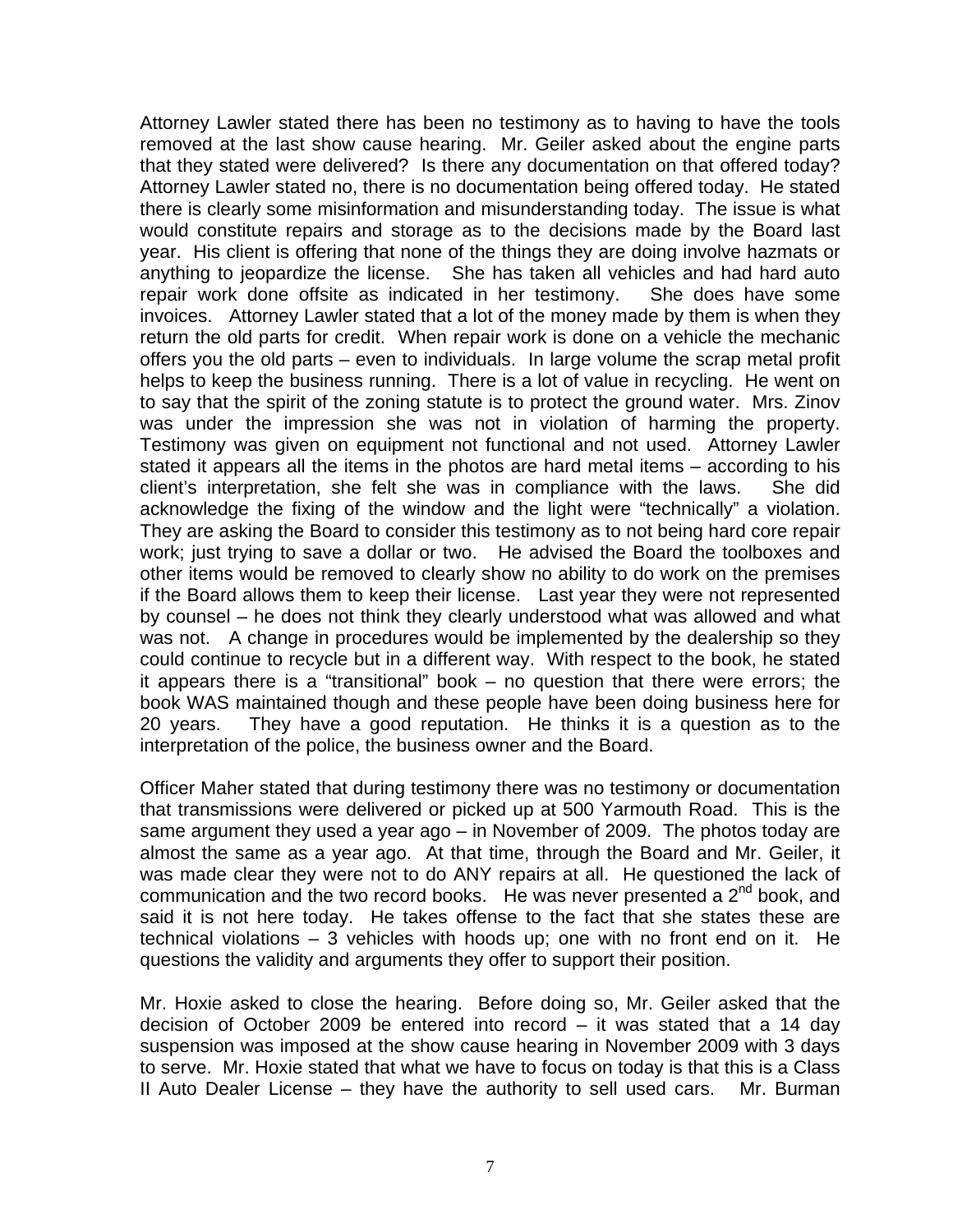Attorney Lawler stated there has been no testimony as to having to have the tools removed at the last show cause hearing. Mr. Geiler asked about the engine parts that they stated were delivered? Is there any documentation on that offered today? Attorney Lawler stated no, there is no documentation being offered today. He stated there is clearly some misinformation and misunderstanding today. The issue is what would constitute repairs and storage as to the decisions made by the Board last year. His client is offering that none of the things they are doing involve hazmats or anything to jeopardize the license. She has taken all vehicles and had hard auto repair work done offsite as indicated in her testimony. She does have some invoices. Attorney Lawler stated that a lot of the money made by them is when they return the old parts for credit. When repair work is done on a vehicle the mechanic offers you the old parts – even to individuals. In large volume the scrap metal profit helps to keep the business running. There is a lot of value in recycling. He went on to say that the spirit of the zoning statute is to protect the ground water. Mrs. Zinov was under the impression she was not in violation of harming the property. Testimony was given on equipment not functional and not used. Attorney Lawler stated it appears all the items in the photos are hard metal items – according to his client's interpretation, she felt she was in compliance with the laws. She did acknowledge the fixing of the window and the light were "technically" a violation. They are asking the Board to consider this testimony as to not being hard core repair work; just trying to save a dollar or two. He advised the Board the toolboxes and other items would be removed to clearly show no ability to do work on the premises if the Board allows them to keep their license. Last year they were not represented by counsel – he does not think they clearly understood what was allowed and what was not. A change in procedures would be implemented by the dealership so they could continue to recycle but in a different way. With respect to the book, he stated it appears there is a "transitional" book – no question that there were errors; the book WAS maintained though and these people have been doing business here for 20 years. They have a good reputation. He thinks it is a question as to the interpretation of the police, the business owner and the Board.

Officer Maher stated that during testimony there was no testimony or documentation that transmissions were delivered or picked up at 500 Yarmouth Road. This is the same argument they used a year ago – in November of 2009. The photos today are almost the same as a year ago. At that time, through the Board and Mr. Geiler, it was made clear they were not to do ANY repairs at all. He questioned the lack of communication and the two record books. He was never presented a 2nd book, and said it is not here today. He takes offense to the fact that she states these are technical violations – 3 vehicles with hoods up; one with no front end on it. He questions the validity and arguments they offer to support their position.

Mr. Hoxie asked to close the hearing. Before doing so, Mr. Geiler asked that the decision of October 2009 be entered into record – it was stated that a 14 day suspension was imposed at the show cause hearing in November 2009 with 3 days to serve. Mr. Hoxie stated that what we have to focus on today is that this is a Class II Auto Dealer License – they have the authority to sell used cars. Mr. Burman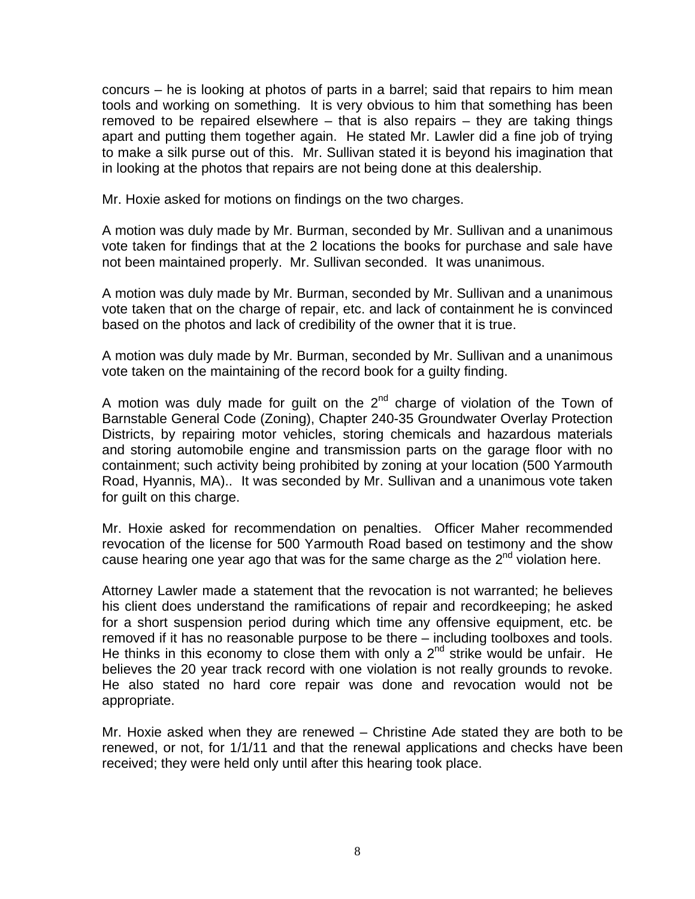concurs – he is looking at photos of parts in a barrel; said that repairs to him mean tools and working on something. It is very obvious to him that something has been removed to be repaired elsewhere – that is also repairs – they are taking things apart and putting them together again. He stated Mr. Lawler did a fine job of trying to make a silk purse out of this. Mr. Sullivan stated it is beyond his imagination that in looking at the photos that repairs are not being done at this dealership.

Mr. Hoxie asked for motions on findings on the two charges.

A motion was duly made by Mr. Burman, seconded by Mr. Sullivan and a unanimous vote taken for findings that at the 2 locations the books for purchase and sale have not been maintained properly. Mr. Sullivan seconded. It was unanimous.

A motion was duly made by Mr. Burman, seconded by Mr. Sullivan and a unanimous vote taken that on the charge of repair, etc. and lack of containment he is convinced based on the photos and lack of credibility of the owner that it is true.

A motion was duly made by Mr. Burman, seconded by Mr. Sullivan and a unanimous vote taken on the maintaining of the record book for a guilty finding.

A motion was duly made for guilt on the 2nd charge of violation of the Town of Barnstable General Code (Zoning), Chapter 240-35 Groundwater Overlay Protection Districts, by repairing motor vehicles, storing chemicals and hazardous materials and storing automobile engine and transmission parts on the garage floor with no containment; such activity being prohibited by zoning at your location (500 Yarmouth Road, Hyannis, MA).. It was seconded by Mr. Sullivan and a unanimous vote taken for guilt on this charge.

Mr. Hoxie asked for recommendation on penalties. Officer Maher recommended revocation of the license for 500 Yarmouth Road based on testimony and the show cause hearing one year ago that was for the same charge as the 2nd violation here.

Attorney Lawler made a statement that the revocation is not warranted; he believes his client does understand the ramifications of repair and recordkeeping; he asked for a short suspension period during which time any offensive equipment, etc. be removed if it has no reasonable purpose to be there – including toolboxes and tools. He thinks in this economy to close them with only a 2nd strike would be unfair. He believes the 20 year track record with one violation is not really grounds to revoke. He also stated no hard core repair was done and revocation would not be appropriate.

Mr. Hoxie asked when they are renewed – Christine Ade stated they are both to be renewed, or not, for 1/1/11 and that the renewal applications and checks have been received; they were held only until after this hearing took place.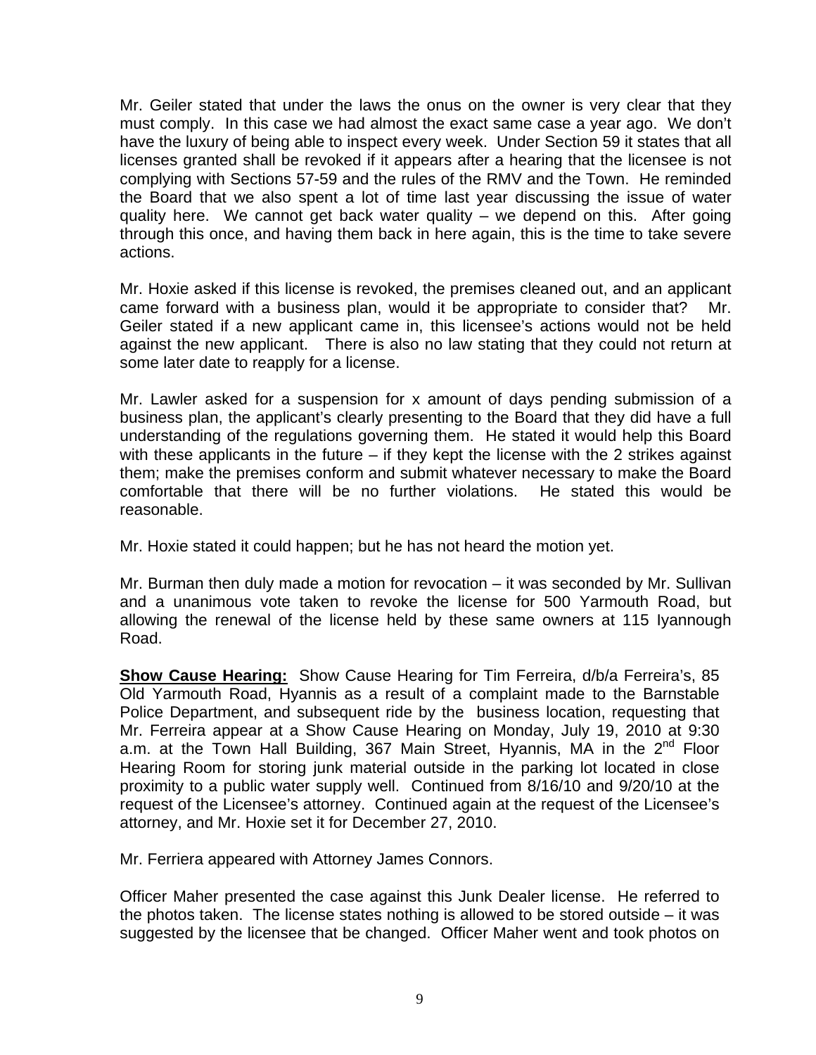Mr. Geiler stated that under the laws the onus on the owner is very clear that they must comply. In this case we had almost the exact same case a year ago. We don't have the luxury of being able to inspect every week. Under Section 59 it states that all licenses granted shall be revoked if it appears after a hearing that the licensee is not complying with Sections 57-59 and the rules of the RMV and the Town. He reminded the Board that we also spent a lot of time last year discussing the issue of water quality here. We cannot get back water quality – we depend on this. After going through this once, and having them back in here again, this is the time to take severe actions.

Mr. Hoxie asked if this license is revoked, the premises cleaned out, and an applicant came forward with a business plan, would it be appropriate to consider that? Mr. Geiler stated if a new applicant came in, this licensee's actions would not be held against the new applicant. There is also no law stating that they could not return at some later date to reapply for a license.

Mr. Lawler asked for a suspension for x amount of days pending submission of a business plan, the applicant's clearly presenting to the Board that they did have a full understanding of the regulations governing them. He stated it would help this Board with these applicants in the future – if they kept the license with the 2 strikes against them; make the premises conform and submit whatever necessary to make the Board comfortable that there will be no further violations. He stated this would be reasonable.

Mr. Hoxie stated it could happen; but he has not heard the motion yet.

Mr. Burman then duly made a motion for revocation – it was seconded by Mr. Sullivan and a unanimous vote taken to revoke the license for 500 Yarmouth Road, but allowing the renewal of the license held by these same owners at 115 Iyannough Road.

**Show Cause Hearing:** Show Cause Hearing for Tim Ferreira, d/b/a Ferreira's, 85 Old Yarmouth Road, Hyannis as a result of a complaint made to the Barnstable Police Department, and subsequent ride by the business location, requesting that Mr. Ferreira appear at a Show Cause Hearing on Monday, July 19, 2010 at 9:30 a.m. at the Town Hall Building, 367 Main Street, Hyannis, MA in the 2nd Floor Hearing Room for storing junk material outside in the parking lot located in close proximity to a public water supply well. Continued from 8/16/10 and 9/20/10 at the request of the Licensee's attorney. Continued again at the request of the Licensee's attorney, and Mr. Hoxie set it for December 27, 2010.

Mr. Ferriera appeared with Attorney James Connors.

Officer Maher presented the case against this Junk Dealer license. He referred to the photos taken. The license states nothing is allowed to be stored outside – it was suggested by the licensee that be changed. Officer Maher went and took photos on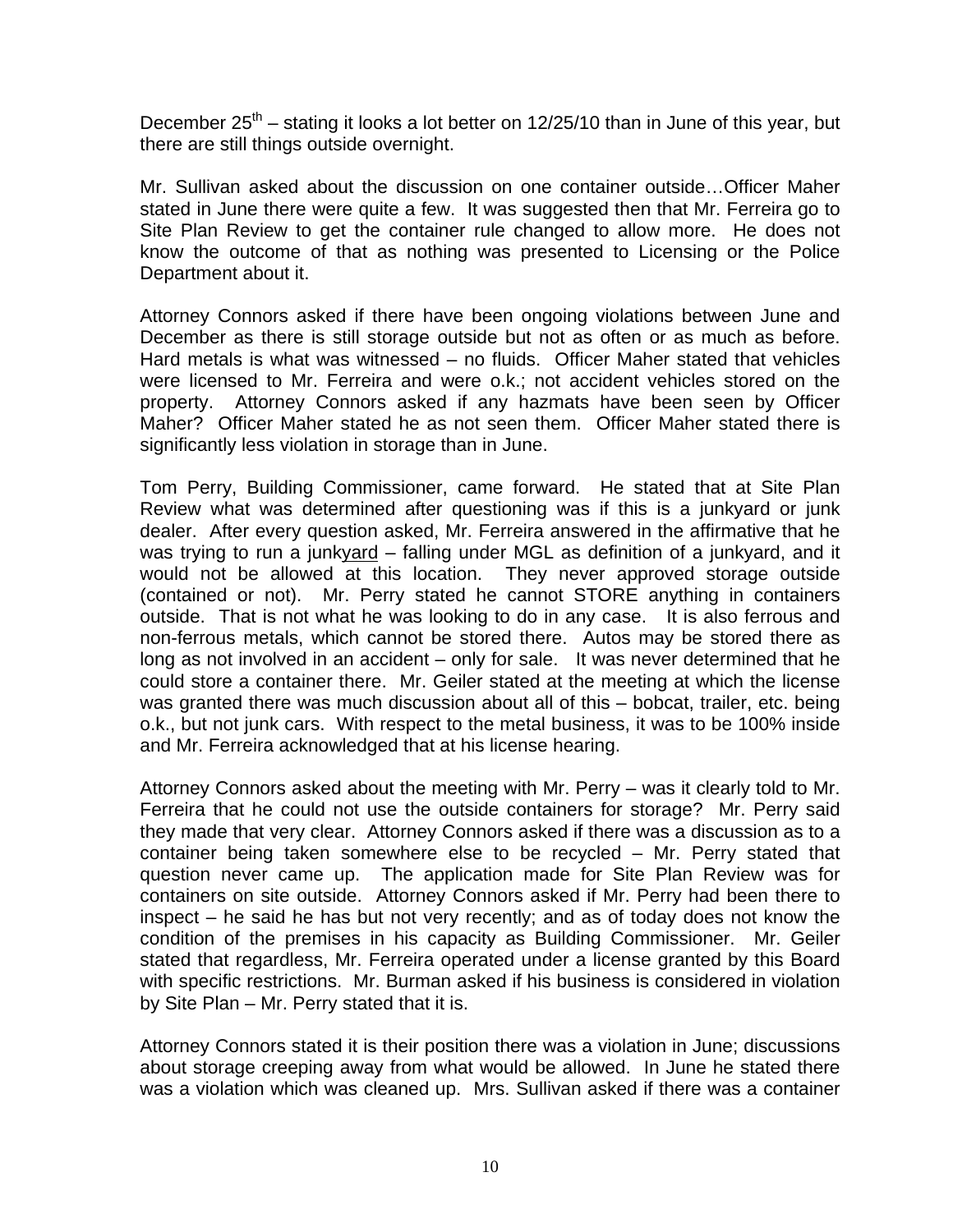December 25th – stating it looks a lot better on 12/25/10 than in June of this year, but there are still things outside overnight.

Mr. Sullivan asked about the discussion on one container outside…Officer Maher stated in June there were quite a few. It was suggested then that Mr. Ferreira go to Site Plan Review to get the container rule changed to allow more. He does not know the outcome of that as nothing was presented to Licensing or the Police Department about it.

Attorney Connors asked if there have been ongoing violations between June and December as there is still storage outside but not as often or as much as before. Hard metals is what was witnessed – no fluids. Officer Maher stated that vehicles were licensed to Mr. Ferreira and were o.k.; not accident vehicles stored on the property. Attorney Connors asked if any hazmats have been seen by Officer Maher? Officer Maher stated he as not seen them. Officer Maher stated there is significantly less violation in storage than in June.

Tom Perry, Building Commissioner, came forward. He stated that at Site Plan Review what was determined after questioning was if this is a junkyard or junk dealer. After every question asked, Mr. Ferreira answered in the affirmative that he was trying to run a junk<u>yard</u> – falling under MGL as definition of a junkyard, and it would not be allowed at this location. They never approved storage outside (contained or not). Mr. Perry stated he cannot STORE anything in containers outside. That is not what he was looking to do in any case. It is also ferrous and non-ferrous metals, which cannot be stored there. Autos may be stored there as long as not involved in an accident – only for sale. It was never determined that he could store a container there. Mr. Geiler stated at the meeting at which the license was granted there was much discussion about all of this – bobcat, trailer, etc. being o.k., but not junk cars. With respect to the metal business, it was to be 100% inside and Mr. Ferreira acknowledged that at his license hearing.

Attorney Connors asked about the meeting with Mr. Perry – was it clearly told to Mr. Ferreira that he could not use the outside containers for storage? Mr. Perry said they made that very clear. Attorney Connors asked if there was a discussion as to a container being taken somewhere else to be recycled – Mr. Perry stated that question never came up. The application made for Site Plan Review was for containers on site outside. Attorney Connors asked if Mr. Perry had been there to inspect – he said he has but not very recently; and as of today does not know the condition of the premises in his capacity as Building Commissioner. Mr. Geiler stated that regardless, Mr. Ferreira operated under a license granted by this Board with specific restrictions. Mr. Burman asked if his business is considered in violation by Site Plan – Mr. Perry stated that it is.

Attorney Connors stated it is their position there was a violation in June; discussions about storage creeping away from what would be allowed. In June he stated there was a violation which was cleaned up. Mrs. Sullivan asked if there was a container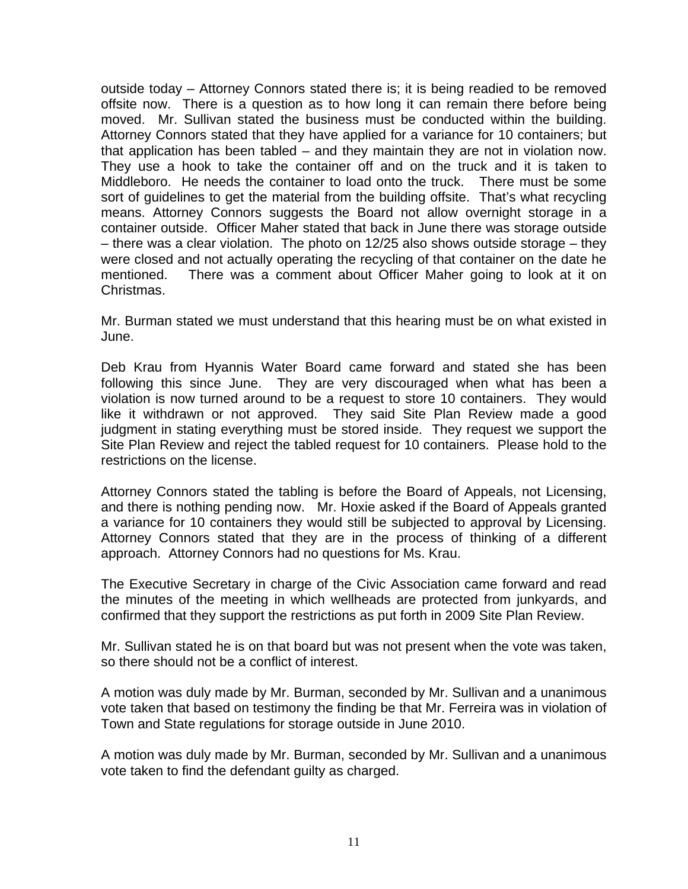outside today – Attorney Connors stated there is; it is being readied to be removed offsite now. There is a question as to how long it can remain there before being moved. Mr. Sullivan stated the business must be conducted within the building. Attorney Connors stated that they have applied for a variance for 10 containers; but that application has been tabled – and they maintain they are not in violation now. They use a hook to take the container off and on the truck and it is taken to Middleboro. He needs the container to load onto the truck. There must be some sort of guidelines to get the material from the building offsite. That's what recycling means. Attorney Connors suggests the Board not allow overnight storage in a container outside. Officer Maher stated that back in June there was storage outside – there was a clear violation. The photo on 12/25 also shows outside storage – they were closed and not actually operating the recycling of that container on the date he mentioned. There was a comment about Officer Maher going to look at it on Christmas.

Mr. Burman stated we must understand that this hearing must be on what existed in June.

Deb Krau from Hyannis Water Board came forward and stated she has been following this since June. They are very discouraged when what has been a violation is now turned around to be a request to store 10 containers. They would like it withdrawn or not approved. They said Site Plan Review made a good judgment in stating everything must be stored inside. They request we support the Site Plan Review and reject the tabled request for 10 containers. Please hold to the restrictions on the license.

Attorney Connors stated the tabling is before the Board of Appeals, not Licensing, and there is nothing pending now. Mr. Hoxie asked if the Board of Appeals granted a variance for 10 containers they would still be subjected to approval by Licensing. Attorney Connors stated that they are in the process of thinking of a different approach. Attorney Connors had no questions for Ms. Krau.

The Executive Secretary in charge of the Civic Association came forward and read the minutes of the meeting in which wellheads are protected from junkyards, and confirmed that they support the restrictions as put forth in 2009 Site Plan Review.

Mr. Sullivan stated he is on that board but was not present when the vote was taken, so there should not be a conflict of interest.

A motion was duly made by Mr. Burman, seconded by Mr. Sullivan and a unanimous vote taken that based on testimony the finding be that Mr. Ferreira was in violation of Town and State regulations for storage outside in June 2010.

A motion was duly made by Mr. Burman, seconded by Mr. Sullivan and a unanimous vote taken to find the defendant guilty as charged.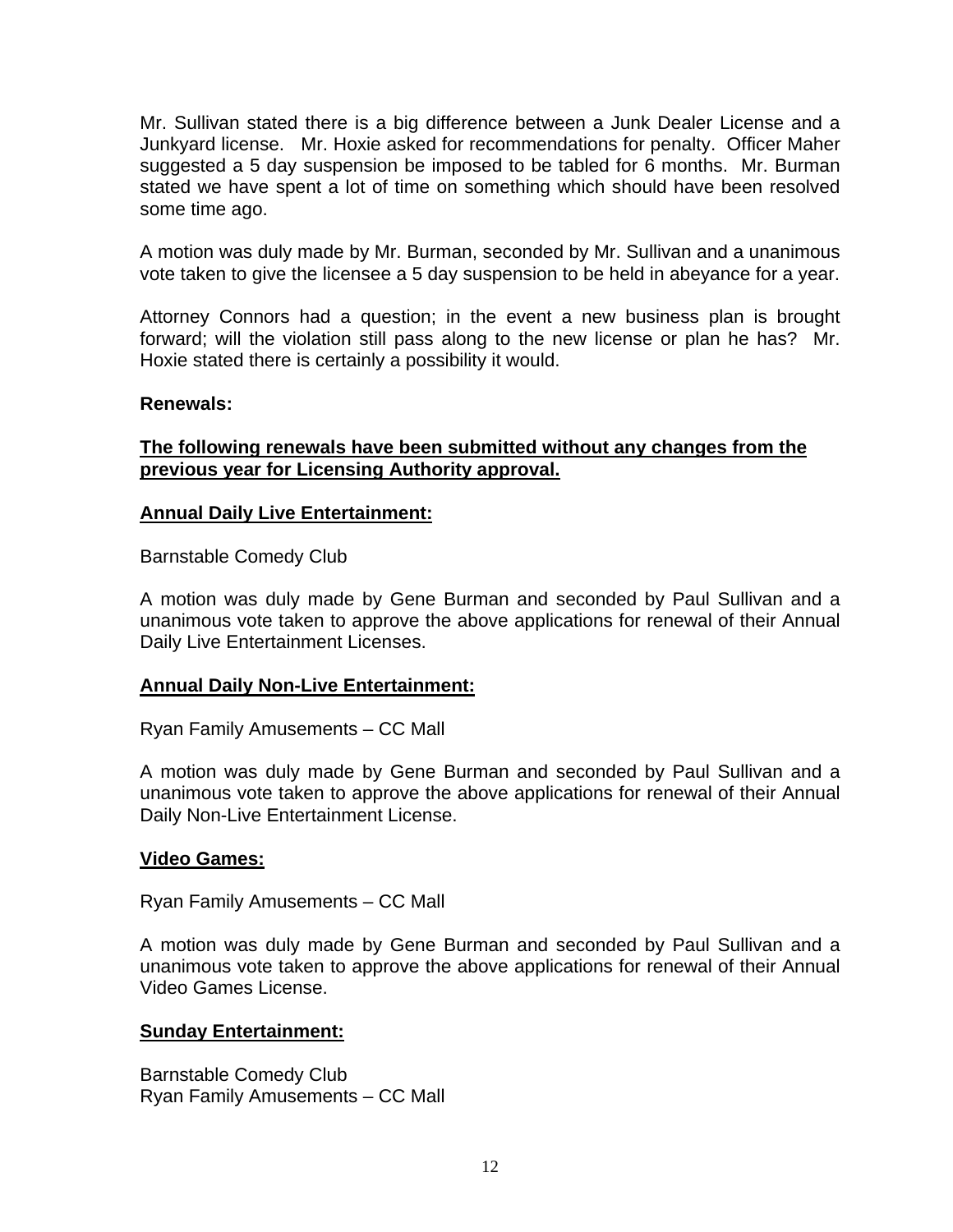Mr. Sullivan stated there is a big difference between a Junk Dealer License and a Junkyard license. Mr. Hoxie asked for recommendations for penalty. Officer Maher suggested a 5 day suspension be imposed to be tabled for 6 months. Mr. Burman stated we have spent a lot of time on something which should have been resolved some time ago.

A motion was duly made by Mr. Burman, seconded by Mr. Sullivan and a unanimous vote taken to give the licensee a 5 day suspension to be held in abeyance for a year.

Attorney Connors had a question; in the event a new business plan is brought forward; will the violation still pass along to the new license or plan he has? Mr. Hoxie stated there is certainly a possibility it would.

**Renewals:**

**The following renewals have been submitted without any changes from the previous year for Licensing Authority approval.**

**Annual Daily Live Entertainment:**

Barnstable Comedy Club

A motion was duly made by Gene Burman and seconded by Paul Sullivan and a unanimous vote taken to approve the above applications for renewal of their Annual Daily Live Entertainment Licenses.

**Annual Daily Non-Live Entertainment:**

Ryan Family Amusements – CC Mall

A motion was duly made by Gene Burman and seconded by Paul Sullivan and a unanimous vote taken to approve the above applications for renewal of their Annual Daily Non-Live Entertainment License.

**Video Games:**

Ryan Family Amusements – CC Mall

A motion was duly made by Gene Burman and seconded by Paul Sullivan and a unanimous vote taken to approve the above applications for renewal of their Annual Video Games License.

**Sunday Entertainment:**

Barnstable Comedy Club
Ryan Family Amusements – CC Mall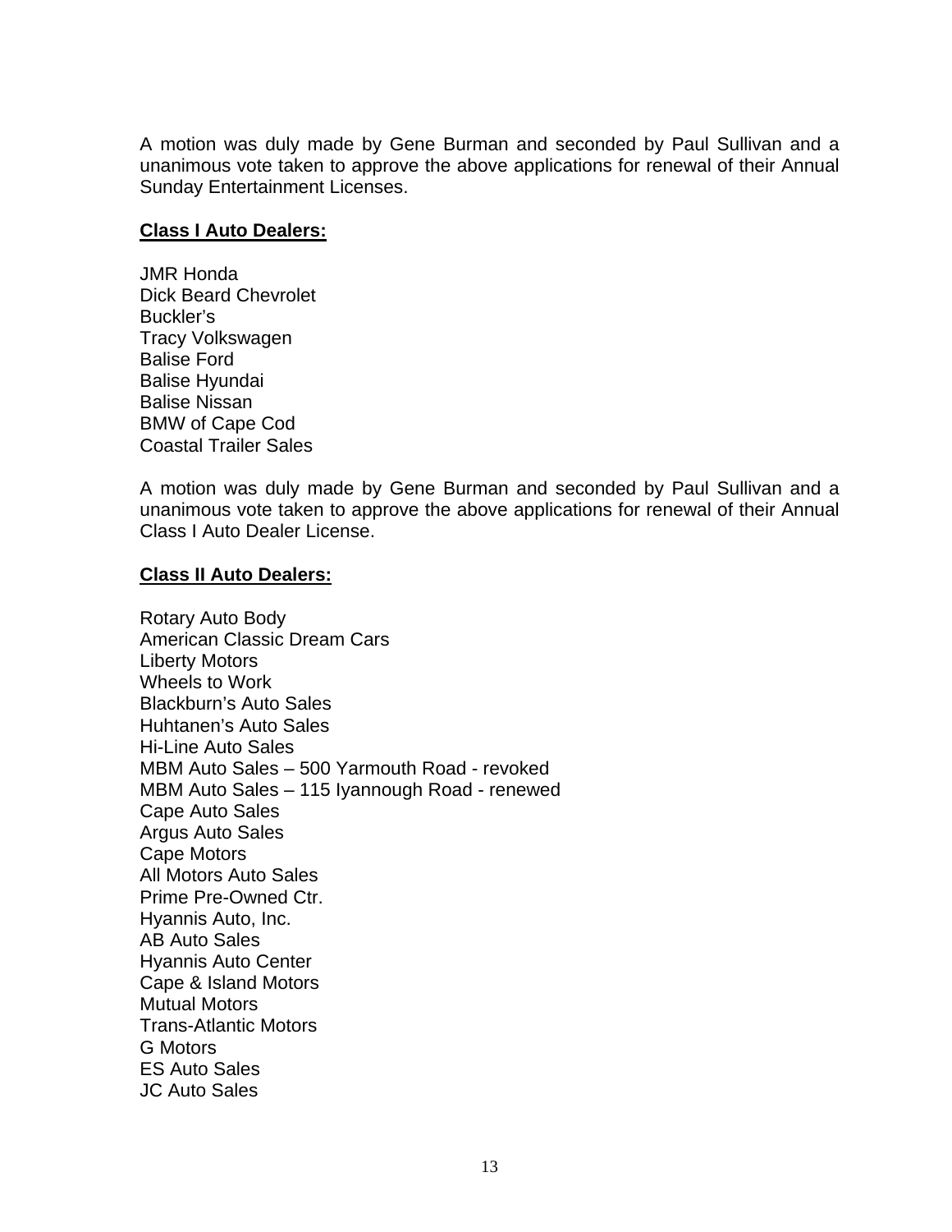A motion was duly made by Gene Burman and seconded by Paul Sullivan and a unanimous vote taken to approve the above applications for renewal of their Annual Sunday Entertainment Licenses.

**Class I Auto Dealers:**

JMR Honda
Dick Beard Chevrolet
Buckler's
Tracy Volkswagen
Balise Ford
Balise Hyundai
Balise Nissan
BMW of Cape Cod
Coastal Trailer Sales

A motion was duly made by Gene Burman and seconded by Paul Sullivan and a unanimous vote taken to approve the above applications for renewal of their Annual Class I Auto Dealer License.

**Class II Auto Dealers:**

Rotary Auto Body
American Classic Dream Cars
Liberty Motors
Wheels to Work
Blackburn's Auto Sales
Huhtanen's Auto Sales
Hi-Line Auto Sales
MBM Auto Sales – 500 Yarmouth Road - revoked
MBM Auto Sales – 115 Iyannough Road - renewed
Cape Auto Sales
Argus Auto Sales
Cape Motors
All Motors Auto Sales
Prime Pre-Owned Ctr.
Hyannis Auto, Inc.
AB Auto Sales
Hyannis Auto Center
Cape & Island Motors
Mutual Motors
Trans-Atlantic Motors
G Motors
ES Auto Sales
JC Auto Sales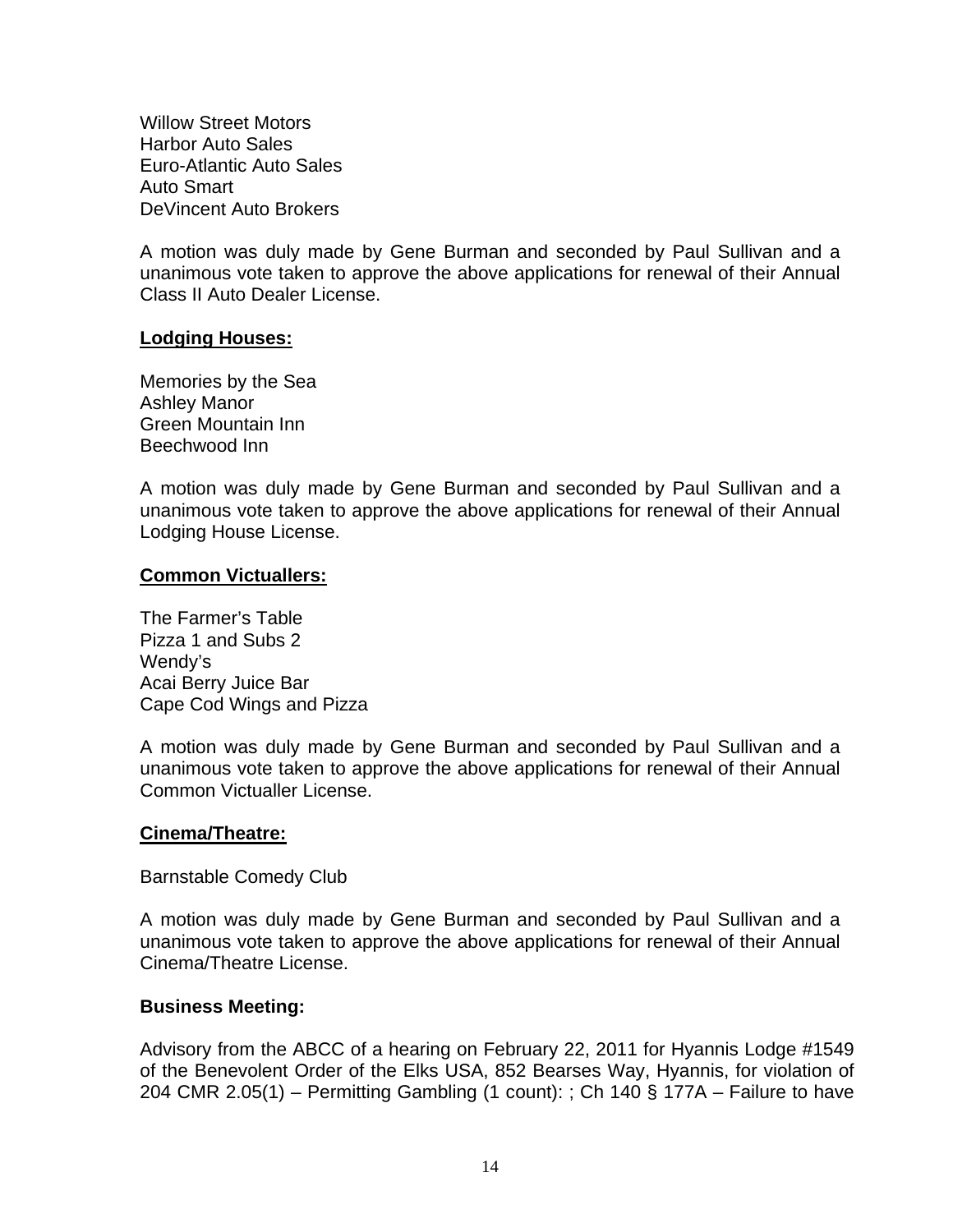Willow Street Motors
Harbor Auto Sales
Euro-Atlantic Auto Sales
Auto Smart
DeVincent Auto Brokers

A motion was duly made by Gene Burman and seconded by Paul Sullivan and a unanimous vote taken to approve the above applications for renewal of their Annual Class II Auto Dealer License.

**Lodging Houses:**

Memories by the Sea
Ashley Manor
Green Mountain Inn
Beechwood Inn

A motion was duly made by Gene Burman and seconded by Paul Sullivan and a unanimous vote taken to approve the above applications for renewal of their Annual Lodging House License.

**Common Victuallers:**

The Farmer's Table
Pizza 1 and Subs 2
Wendy's
Acai Berry Juice Bar
Cape Cod Wings and Pizza

A motion was duly made by Gene Burman and seconded by Paul Sullivan and a unanimous vote taken to approve the above applications for renewal of their Annual Common Victualler License.

**Cinema/Theatre:**

Barnstable Comedy Club

A motion was duly made by Gene Burman and seconded by Paul Sullivan and a unanimous vote taken to approve the above applications for renewal of their Annual Cinema/Theatre License.

**Business Meeting:**

Advisory from the ABCC of a hearing on February 22, 2011 for Hyannis Lodge #1549 of the Benevolent Order of the Elks USA, 852 Bearses Way, Hyannis, for violation of 204 CMR 2.05(1) – Permitting Gambling (1 count): ; Ch 140 § 177A – Failure to have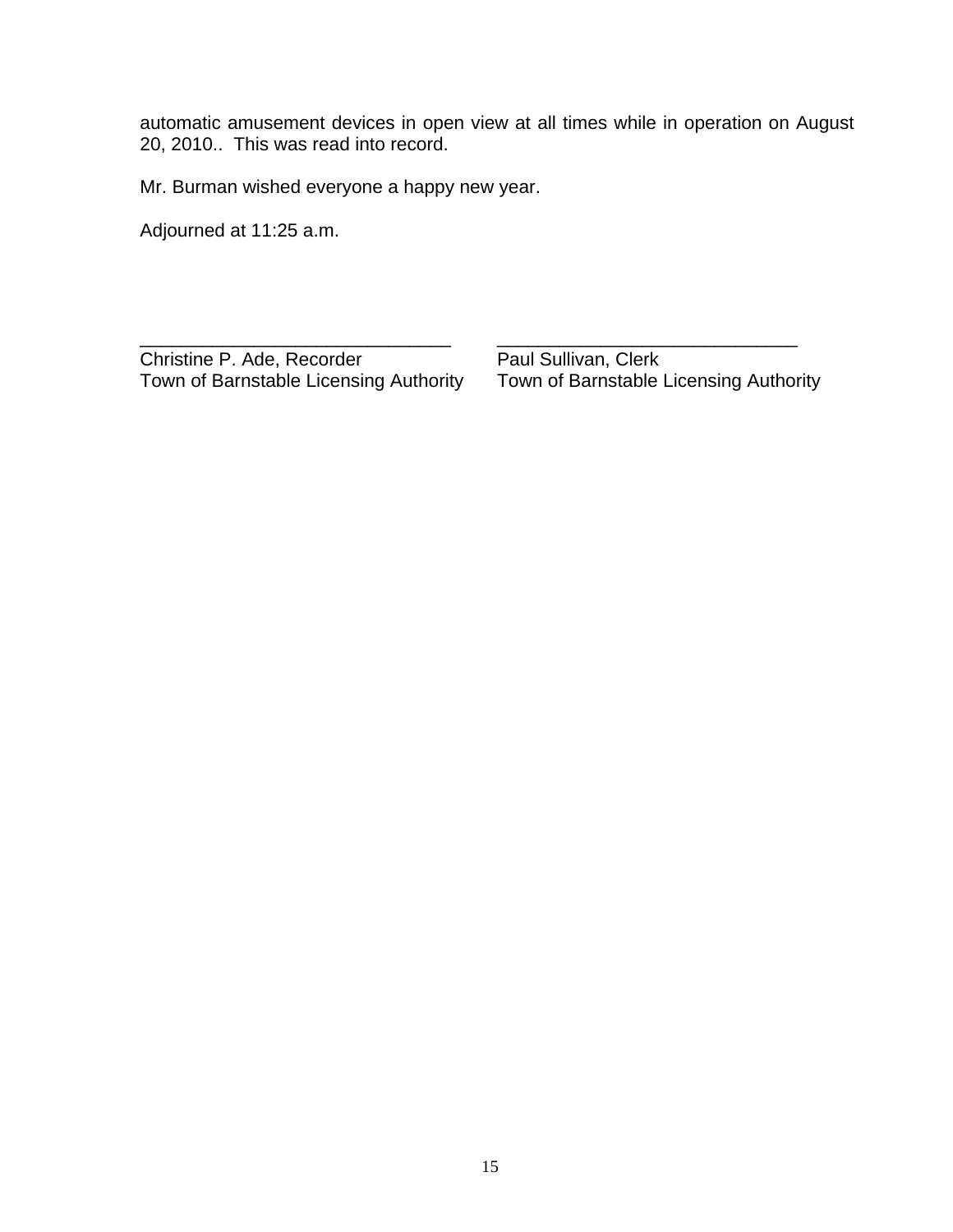automatic amusement devices in open view at all times while in operation on August 20, 2010..  This was read into record.

Mr. Burman wished everyone a happy new year.

Adjourned at 11:25 a.m.

| | |
|---|---|
| _______________________________ | _______________________________ |
| Christine P. Ade, Recorder | Paul Sullivan, Clerk |
| Town of Barnstable Licensing Authority | Town of Barnstable Licensing Authority |